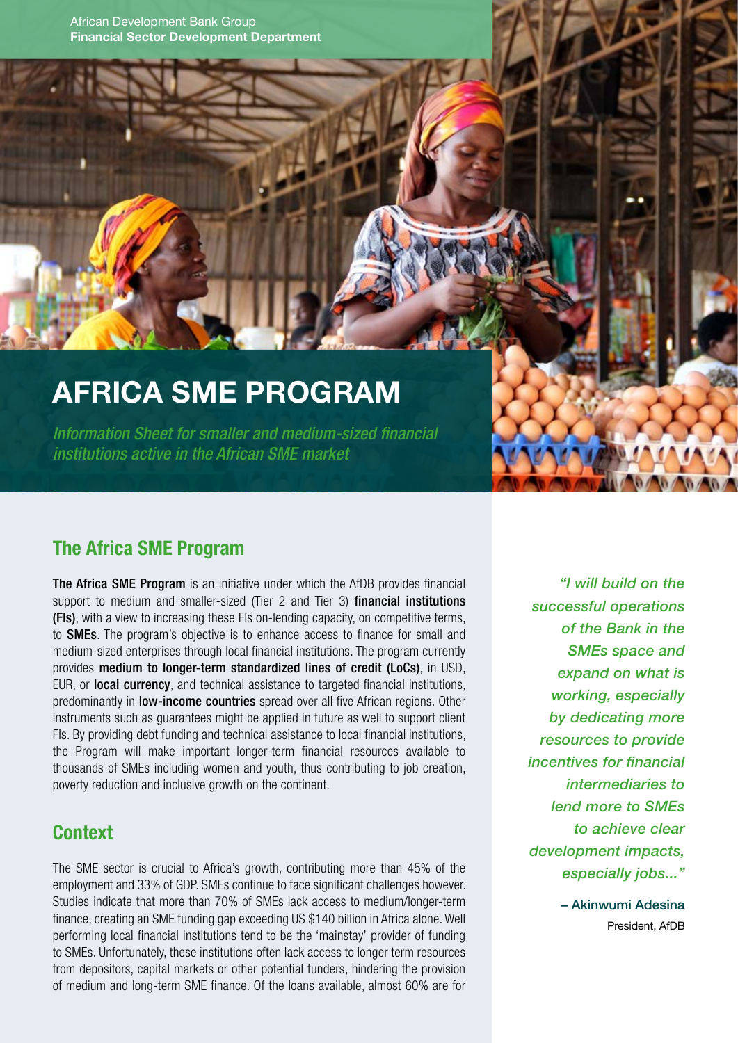African Development Bank Group
**Financial Sector Development Department**

# AFRICA SME PROGRAM

*Information Sheet for smaller and medium-sized financial institutions active in the African SME market*

## The Africa SME Program

**The Africa SME Program** is an initiative under which the AfDB provides financial support to medium and smaller-sized (Tier 2 and Tier 3) **financial institutions (FIs)**, with a view to increasing these FIs on-lending capacity, on competitive terms, to **SMEs**. The program's objective is to enhance access to finance for small and medium-sized enterprises through local financial institutions. The program currently provides **medium to longer-term standardized lines of credit (LoCs)**, in USD, EUR, or **local currency**, and technical assistance to targeted financial institutions, predominantly in **low-income countries** spread over all five African regions. Other instruments such as guarantees might be applied in future as well to support client FIs. By providing debt funding and technical assistance to local financial institutions, the Program will make important longer-term financial resources available to thousands of SMEs including women and youth, thus contributing to job creation, poverty reduction and inclusive growth on the continent.

## Context

The SME sector is crucial to Africa's growth, contributing more than 45% of the employment and 33% of GDP. SMEs continue to face significant challenges however. Studies indicate that more than 70% of SMEs lack access to medium/longer-term finance, creating an SME funding gap exceeding US $140 billion in Africa alone. Well performing local financial institutions tend to be the 'mainstay' provider of funding to SMEs. Unfortunately, these institutions often lack access to longer term resources from depositors, capital markets or other potential funders, hindering the provision of medium and long-term SME finance. Of the loans available, almost 60% are for

*"I will build on the successful operations of the Bank in the SMEs space and expand on what is working, especially by dedicating more resources to provide incentives for financial intermediaries to lend more to SMEs to achieve clear development impacts, especially jobs..."*

– Akinwumi Adesina
President, AfDB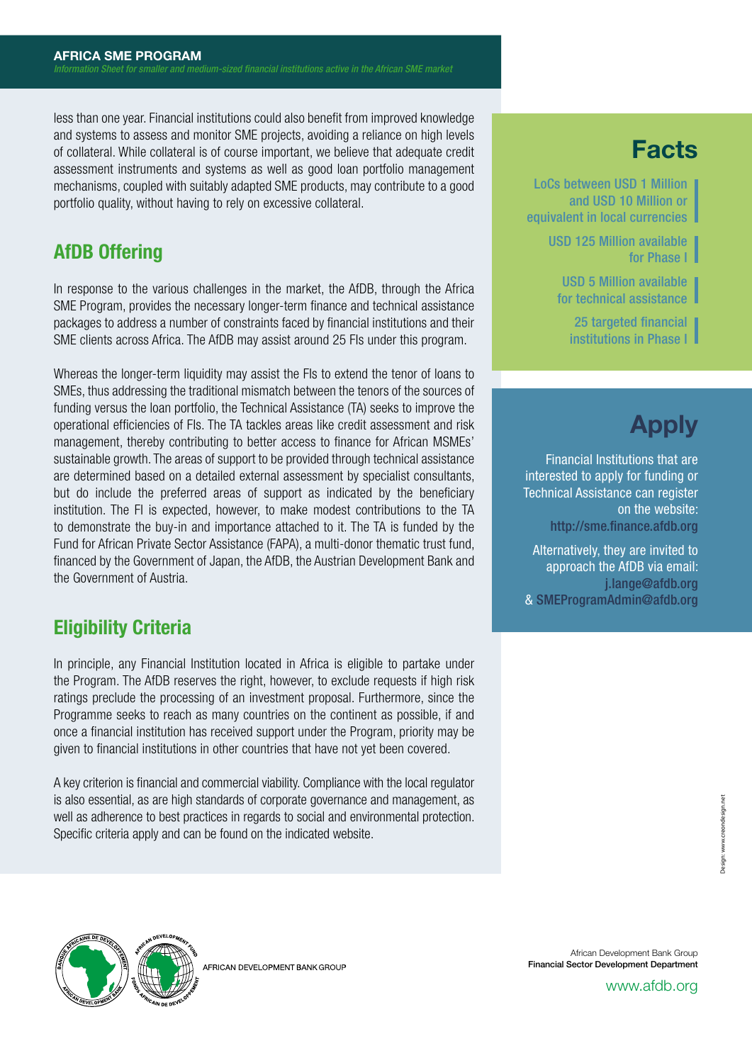less than one year. Financial institutions could also benefit from improved knowledge and systems to assess and monitor SME projects, avoiding a reliance on high levels of collateral. While collateral is of course important, we believe that adequate credit assessment instruments and systems as well as good loan portfolio management mechanisms, coupled with suitably adapted SME products, may contribute to a good portfolio quality, without having to rely on excessive collateral.

## AfDB Offering

In response to the various challenges in the market, the AfDB, through the Africa SME Program, provides the necessary longer-term finance and technical assistance packages to address a number of constraints faced by financial institutions and their SME clients across Africa. The AfDB may assist around 25 FIs under this program.

Whereas the longer-term liquidity may assist the FIs to extend the tenor of loans to SMEs, thus addressing the traditional mismatch between the tenors of the sources of funding versus the loan portfolio, the Technical Assistance (TA) seeks to improve the operational efficiencies of FIs. The TA tackles areas like credit assessment and risk management, thereby contributing to better access to finance for African MSMEs' sustainable growth. The areas of support to be provided through technical assistance are determined based on a detailed external assessment by specialist consultants, but do include the preferred areas of support as indicated by the beneficiary institution. The FI is expected, however, to make modest contributions to the TA to demonstrate the buy-in and importance attached to it. The TA is funded by the Fund for African Private Sector Assistance (FAPA), a multi-donor thematic trust fund, financed by the Government of Japan, the AfDB, the Austrian Development Bank and the Government of Austria.

## Eligibility Criteria

In principle, any Financial Institution located in Africa is eligible to partake under the Program. The AfDB reserves the right, however, to exclude requests if high risk ratings preclude the processing of an investment proposal. Furthermore, since the Programme seeks to reach as many countries on the continent as possible, if and once a financial institution has received support under the Program, priority may be given to financial institutions in other countries that have not yet been covered.

A key criterion is financial and commercial viability. Compliance with the local regulator is also essential, as are high standards of corporate governance and management, as well as adherence to best practices in regards to social and environmental protection. Specific criteria apply and can be found on the indicated website.

## Facts

- LoCs between USD 1 Million and USD 10 Million or equivalent in local currencies
- USD 125 Million available for Phase I
- USD 5 Million available for technical assistance
- 25 targeted financial institutions in Phase I

## Apply

Financial Institutions that are interested to apply for funding or Technical Assistance can register on the website: http://sme.finance.afdb.org

Alternatively, they are invited to approach the AfDB via email: j.lange@afdb.org & SMEProgramAdmin@afdb.org

AFRICAN DEVELOPMENT BANK GROUP

African Development Bank Group
Financial Sector Development Department

www.afdb.org